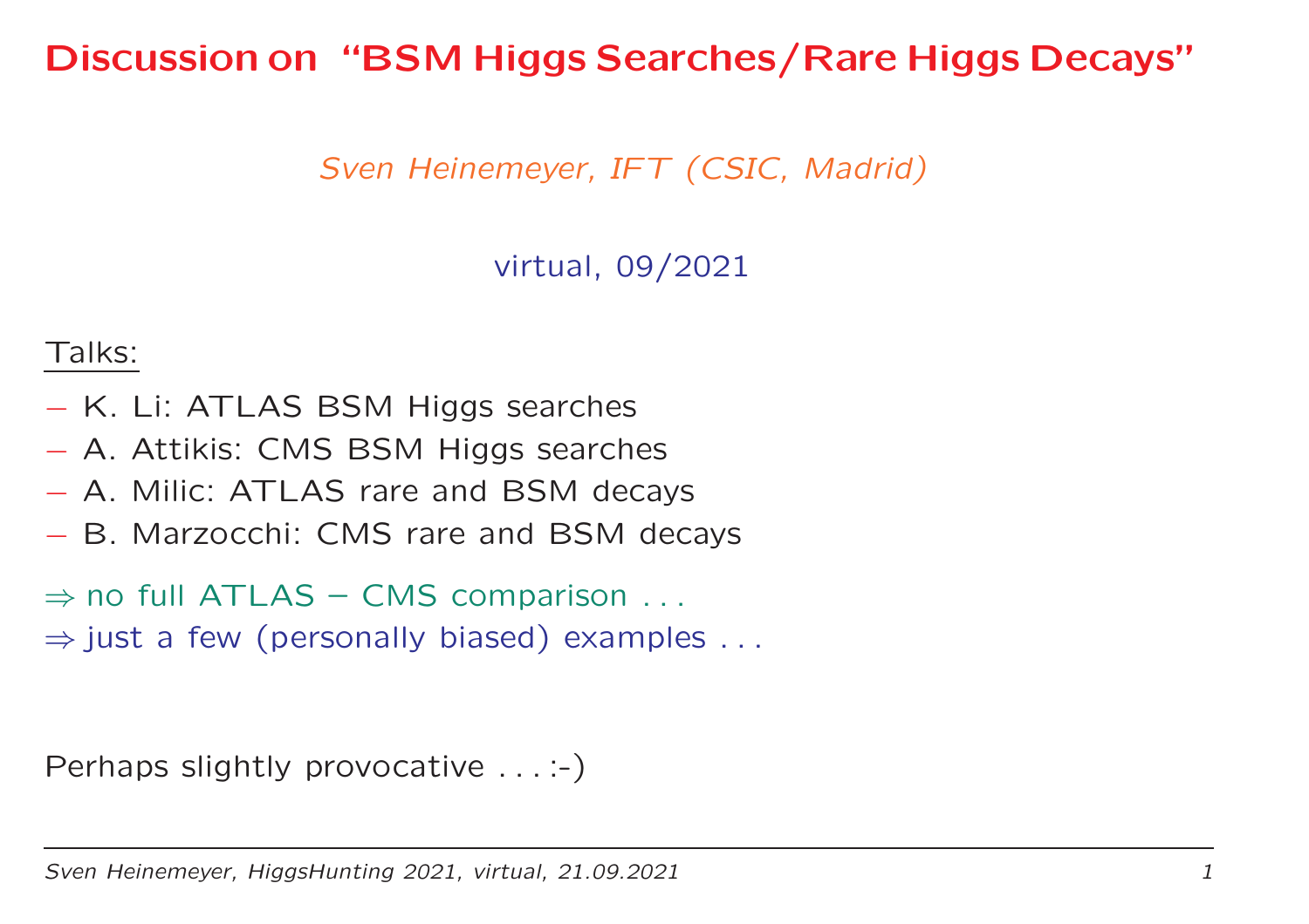# Discussion on "BSM Higgs Searches/Rare Higgs Decays"

*Sven Heinemeyer, IFT (CSIC, Madrid)*

virtual, 09/2021

Talks:

– K. Li: ATLAS BSM Higgs searches
– A. Attikis: CMS BSM Higgs searches
– A. Milic: ATLAS rare and BSM decays
– B. Marzocchi: CMS rare and BSM decays

⇒ no full ATLAS – CMS comparison . . .
⇒ just a few (personally biased) examples . . .

Perhaps slightly provocative . . . :-)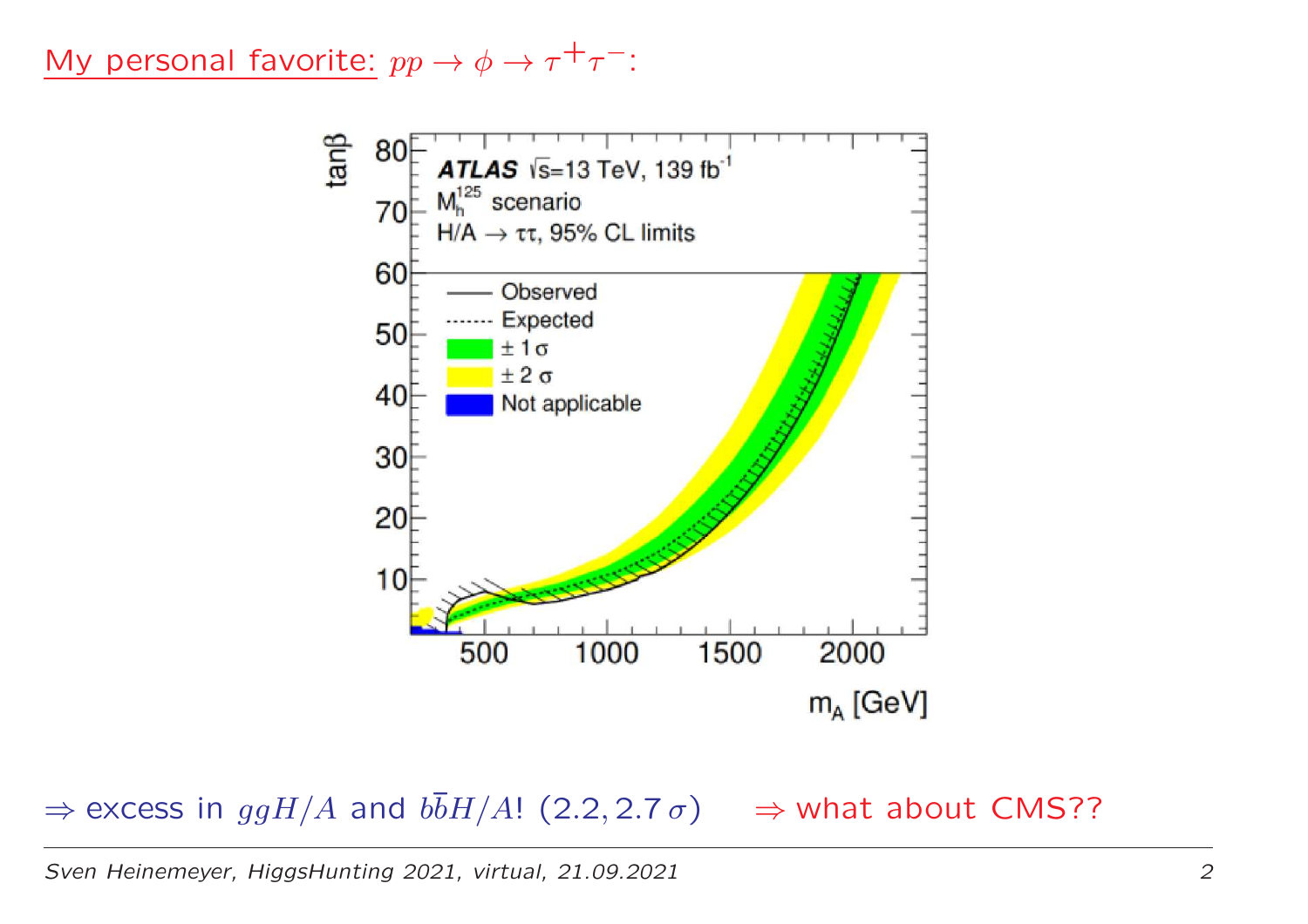My personal favorite: $pp \to \phi \to \tau^+\tau^-$:

$\Rightarrow$ excess in $ggH/A$ and $b\bar{b}H/A$! (2.2, 2.7 $\sigma$) $\Rightarrow$ what about CMS??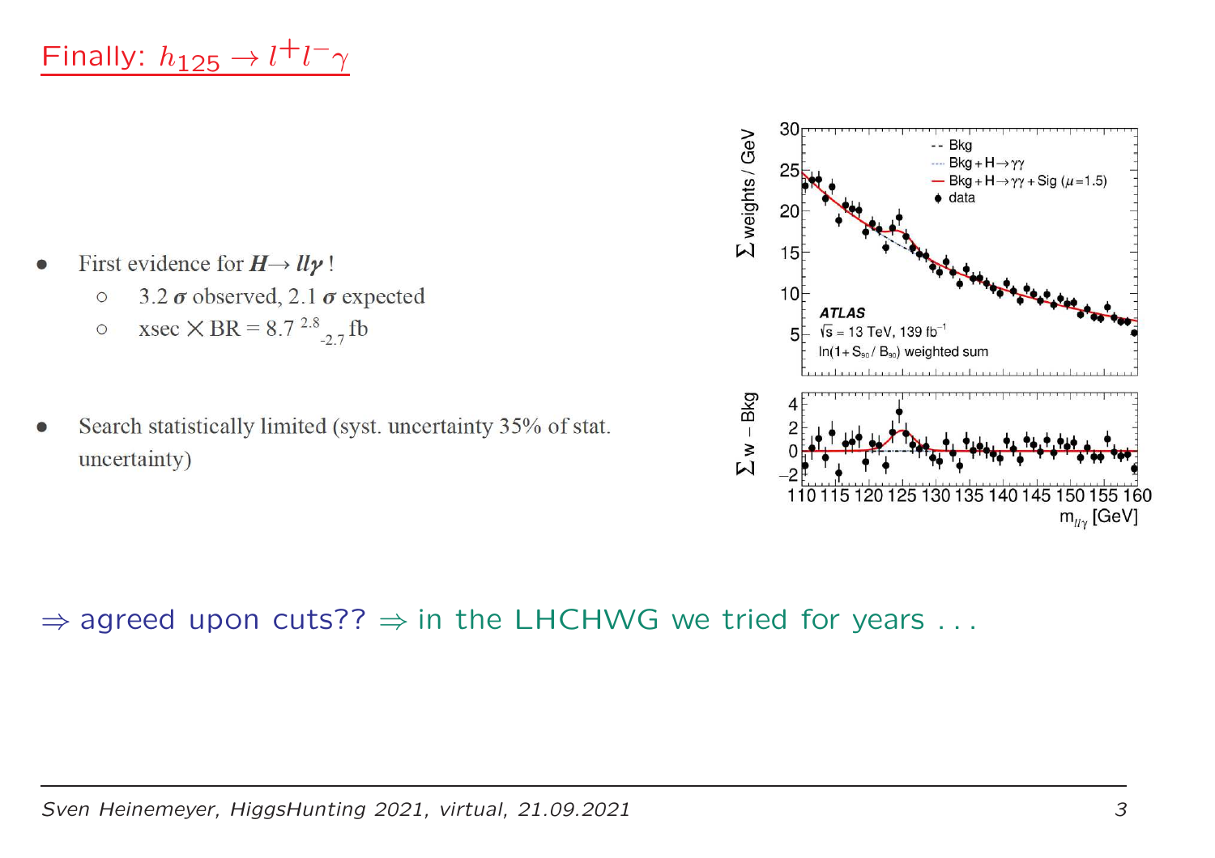# Finally: $h_{125} \to l^+l^-\gamma$

- First evidence for ***H*→ *llγ*** !
  - 3.2 $\sigma$ observed, 2.1 $\sigma$ expected
  - xsec × BR = $8.7^{\,2.8}_{\,-2.7}$ fb

- Search statistically limited (syst. uncertainty 35% of stat. uncertainty)

⇒ agreed upon cuts?? ⇒ in the LHCHWG we tried for years . . .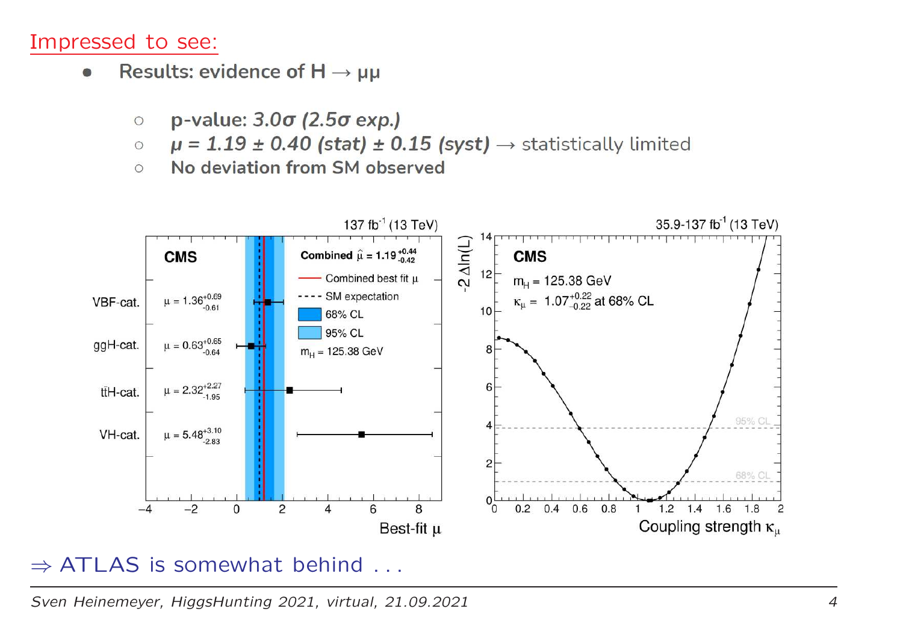## Impressed to see:

- Results: evidence of $H \to \mu\mu$
  - p-value: *$3.0\sigma$ ($2.5\sigma$ exp.)*
  - *$\mu = 1.19 \pm 0.40$ (stat) $\pm 0.15$ (syst)* $\to$ statistically limited
  - No deviation from SM observed

$\Rightarrow$ ATLAS is somewhat behind . . .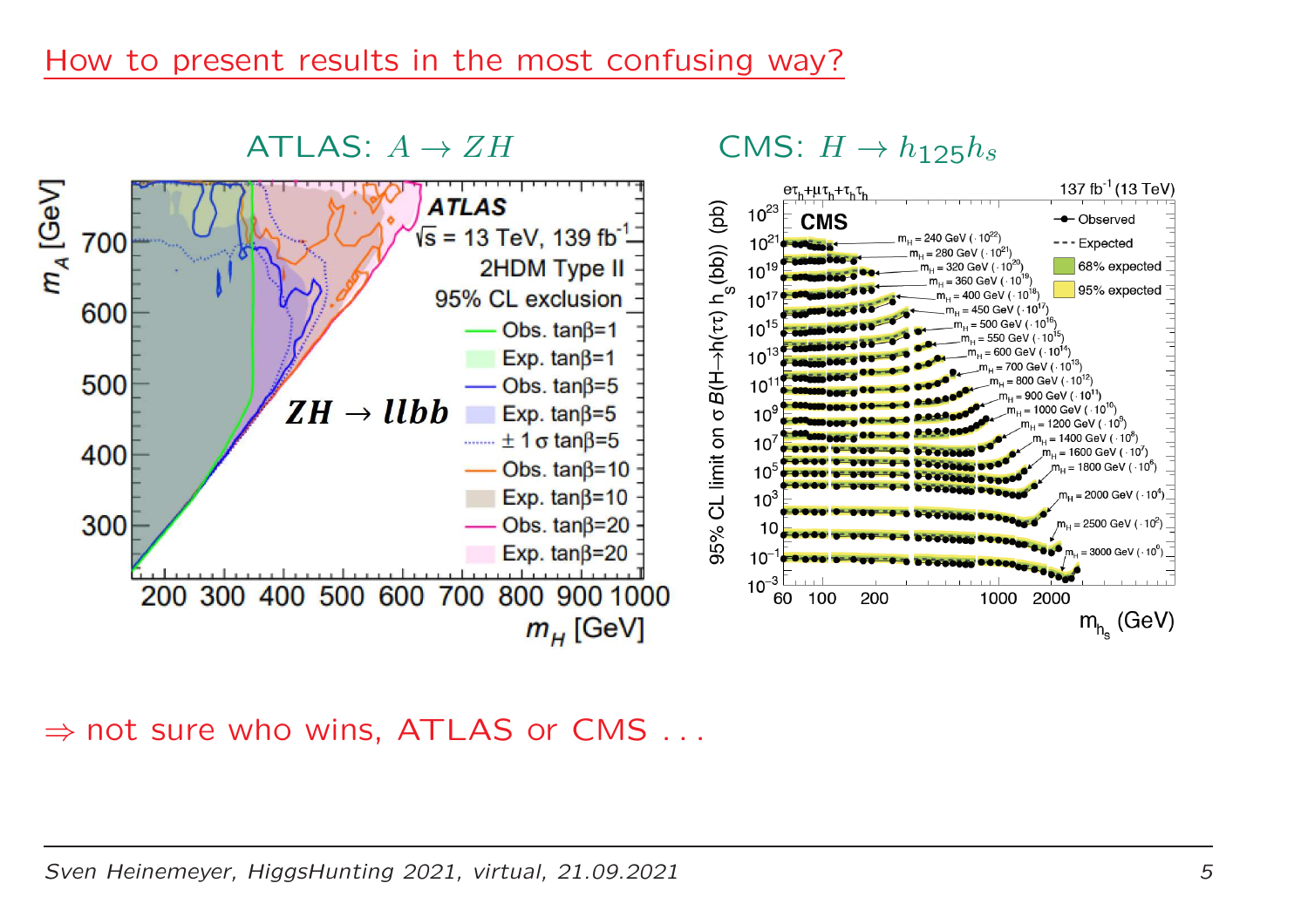## How to present results in the most confusing way?

ATLAS: $A \to ZH$

CMS: $H \to h_{125} h_s$

$\Rightarrow$ not sure who wins, ATLAS or CMS . . .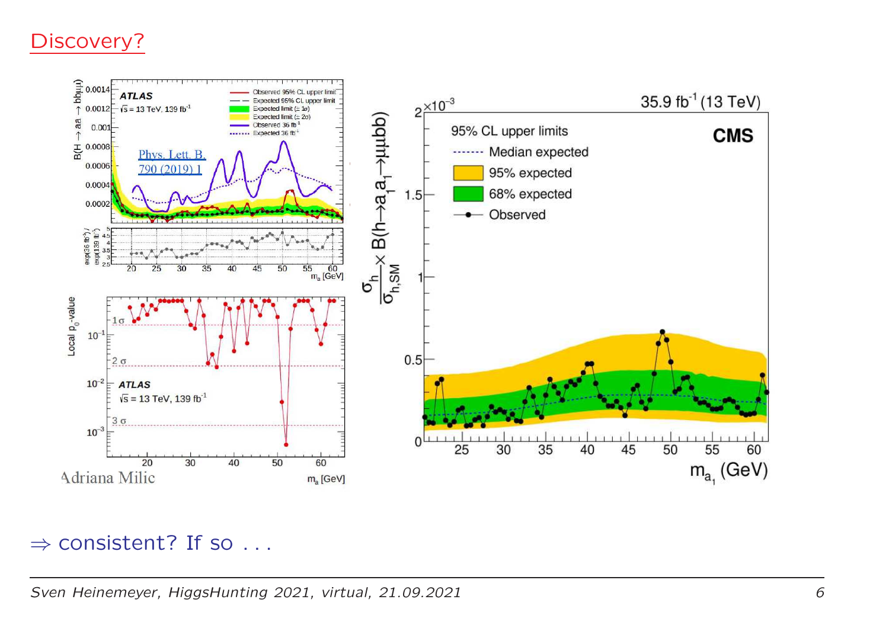# Discovery?

$\Rightarrow$ consistent? If so . . .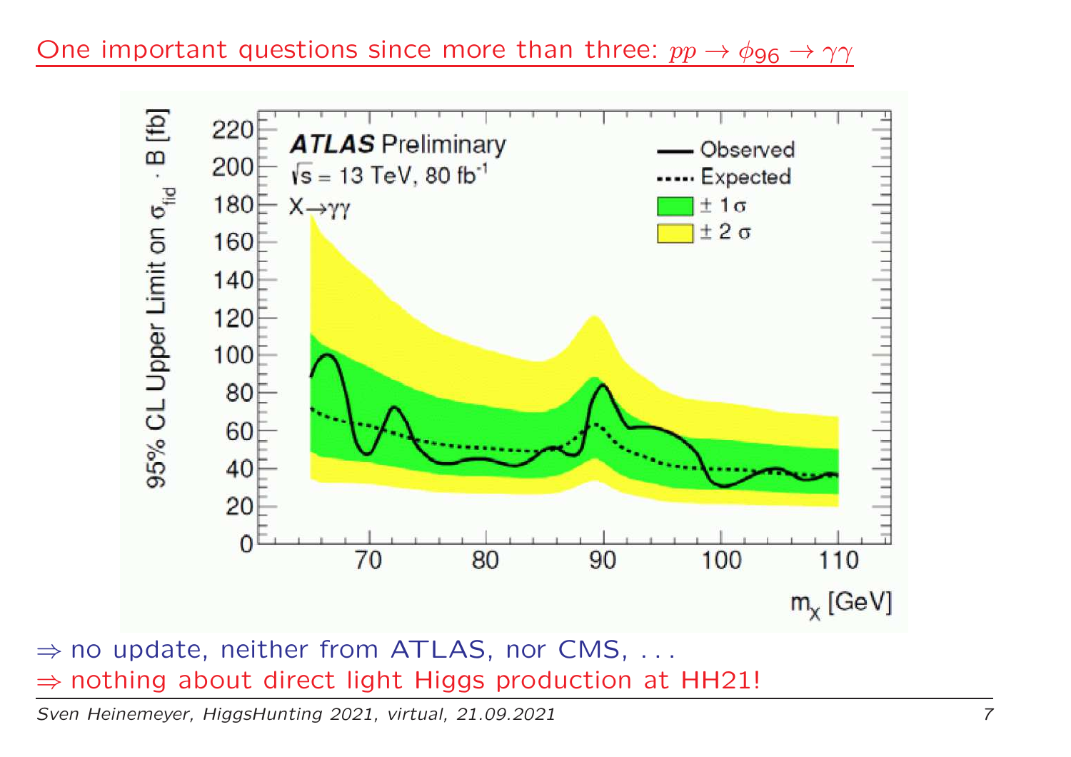# One important questions since more than three: $pp \to \phi_{96} \to \gamma\gamma$

$\Rightarrow$ no update, neither from ATLAS, nor CMS, . . .

$\Rightarrow$ nothing about direct light Higgs production at HH21!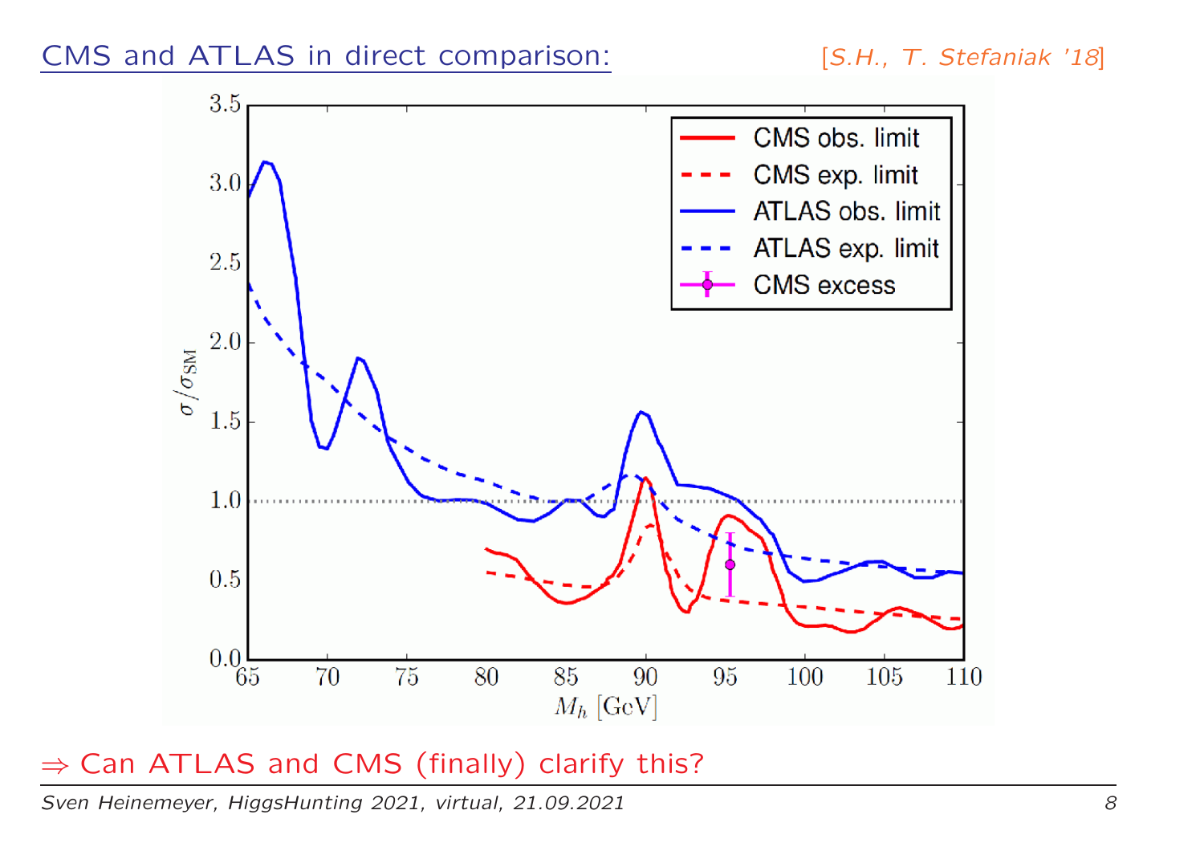## CMS and ATLAS in direct comparison:

[S.H., T. Stefaniak '18]

CMS obs. limit

CMS exp. limit

ATLAS obs. limit

ATLAS exp. limit

CMS excess

$\sigma/\sigma_{\rm SM}$

3.5

3.0

2.5

2.0

1.5

1.0

0.5

0.0

65 70 75 80 85 90 95 100 105 110

$M_h$ [GeV]

$\Rightarrow$ Can ATLAS and CMS (finally) clarify this?